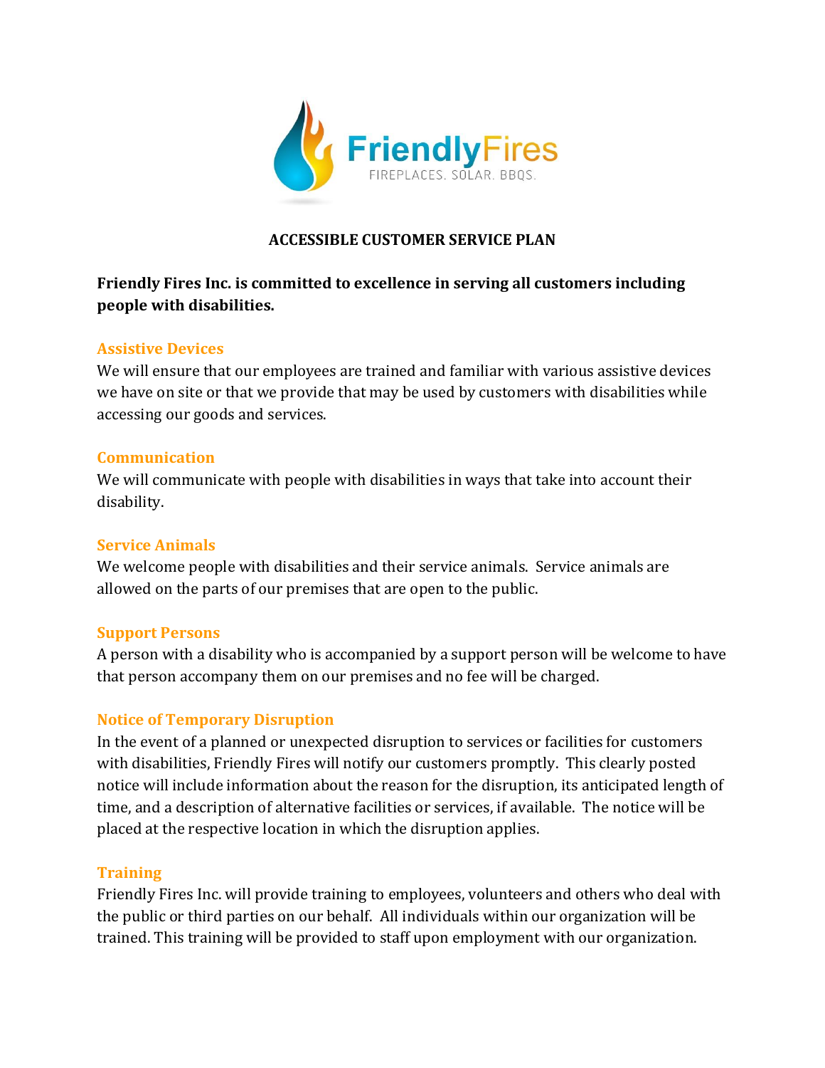FriendlyFires

FIREPLACES. SOLAR. BBQS.

# ACCESSIBLE CUSTOMER SERVICE PLAN

**Friendly Fires Inc. is committed to excellence in serving all customers including people with disabilities.**

## Assistive Devices

We will ensure that our employees are trained and familiar with various assistive devices we have on site or that we provide that may be used by customers with disabilities while accessing our goods and services.

## Communication

We will communicate with people with disabilities in ways that take into account their disability.

## Service Animals

We welcome people with disabilities and their service animals. Service animals are allowed on the parts of our premises that are open to the public.

## Support Persons

A person with a disability who is accompanied by a support person will be welcome to have that person accompany them on our premises and no fee will be charged.

## Notice of Temporary Disruption

In the event of a planned or unexpected disruption to services or facilities for customers with disabilities, Friendly Fires will notify our customers promptly. This clearly posted notice will include information about the reason for the disruption, its anticipated length of time, and a description of alternative facilities or services, if available. The notice will be placed at the respective location in which the disruption applies.

## Training

Friendly Fires Inc. will provide training to employees, volunteers and others who deal with the public or third parties on our behalf. All individuals within our organization will be trained. This training will be provided to staff upon employment with our organization.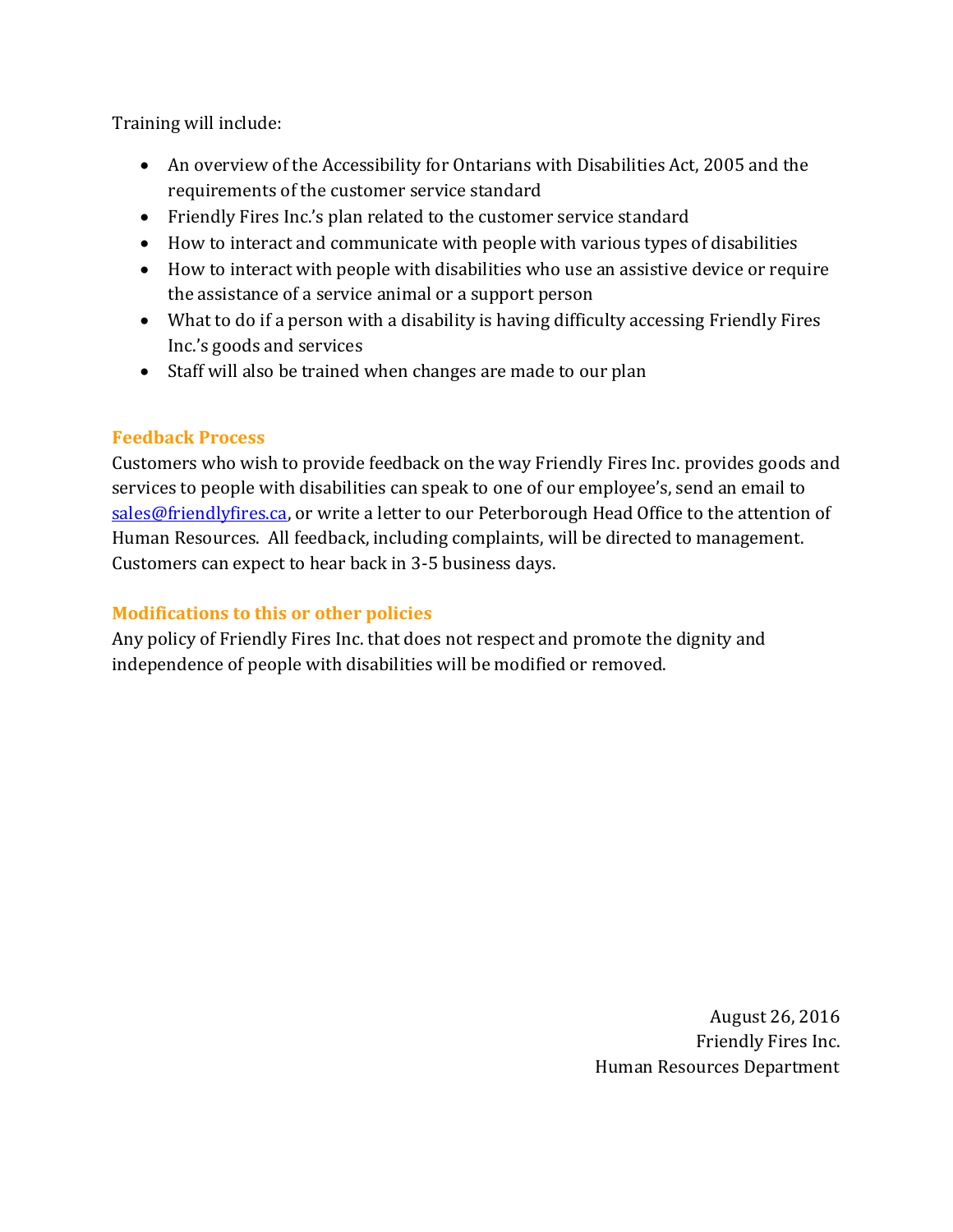Training will include:

- An overview of the Accessibility for Ontarians with Disabilities Act, 2005 and the requirements of the customer service standard
- Friendly Fires Inc.'s plan related to the customer service standard
- How to interact and communicate with people with various types of disabilities
- How to interact with people with disabilities who use an assistive device or require the assistance of a service animal or a support person
- What to do if a person with a disability is having difficulty accessing Friendly Fires Inc.'s goods and services
- Staff will also be trained when changes are made to our plan

## Feedback Process

Customers who wish to provide feedback on the way Friendly Fires Inc. provides goods and services to people with disabilities can speak to one of our employee's, send an email to sales@friendlyfires.ca, or write a letter to our Peterborough Head Office to the attention of Human Resources. All feedback, including complaints, will be directed to management. Customers can expect to hear back in 3-5 business days.

## Modifications to this or other policies

Any policy of Friendly Fires Inc. that does not respect and promote the dignity and independence of people with disabilities will be modified or removed.

August 26, 2016
Friendly Fires Inc.
Human Resources Department